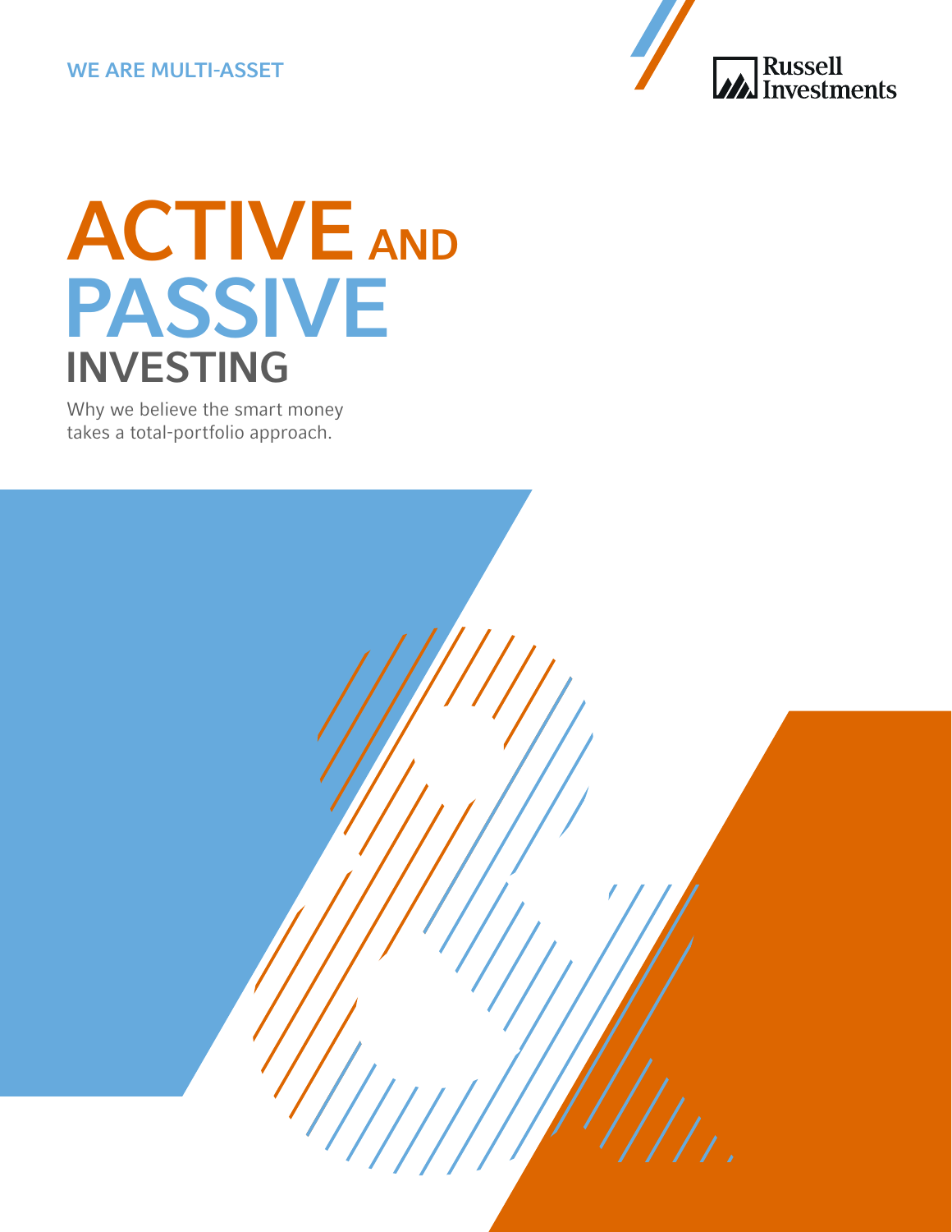WE ARE MULTI-ASSET

Russell Investments

# ACTIVE AND PASSIVE INVESTING

Why we believe the smart money takes a total-portfolio approach.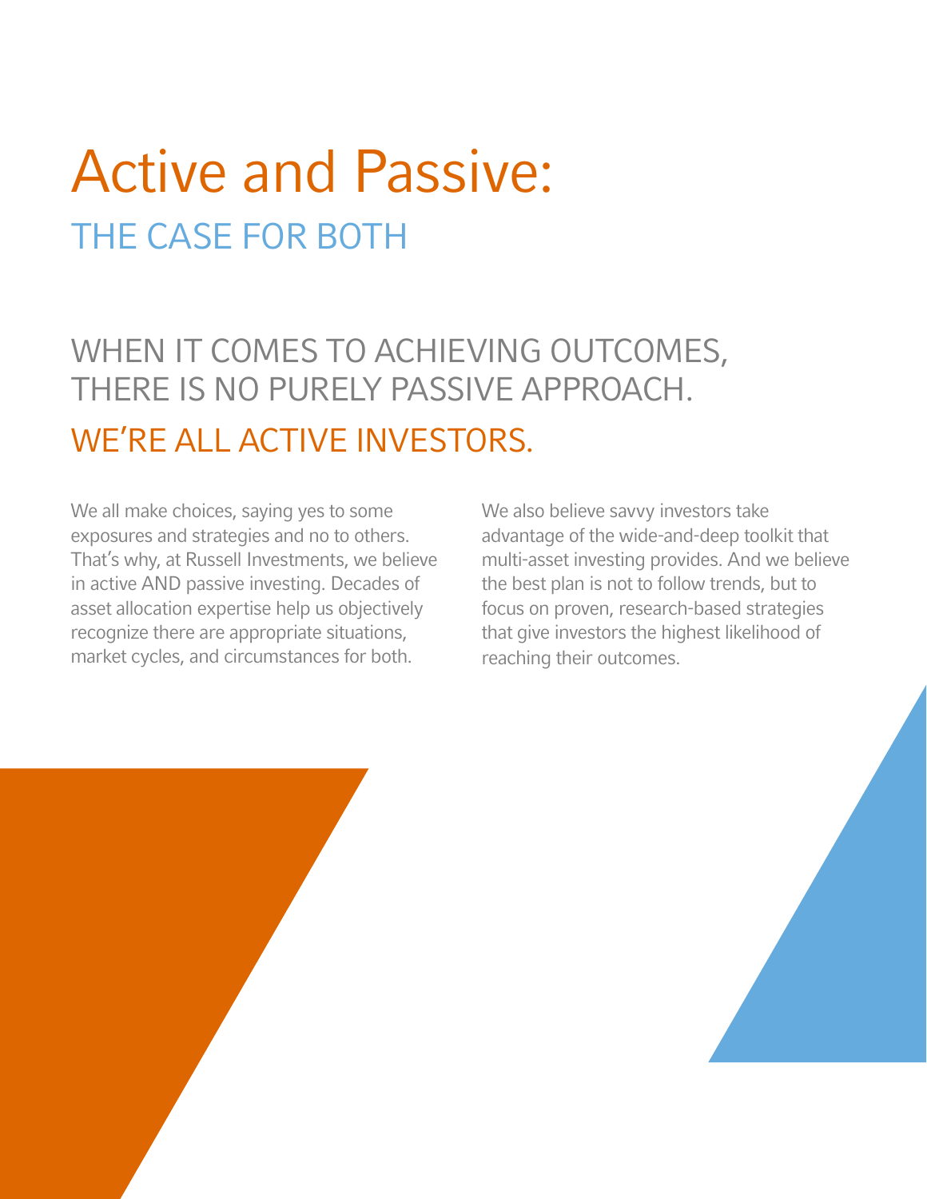# Active and Passive:

## THE CASE FOR BOTH

## WHEN IT COMES TO ACHIEVING OUTCOMES, THERE IS NO PURELY PASSIVE APPROACH.

## WE'RE ALL ACTIVE INVESTORS.

We all make choices, saying yes to some exposures and strategies and no to others. That's why, at Russell Investments, we believe in active AND passive investing. Decades of asset allocation expertise help us objectively recognize there are appropriate situations, market cycles, and circumstances for both.

We also believe savvy investors take advantage of the wide-and-deep toolkit that multi-asset investing provides. And we believe the best plan is not to follow trends, but to focus on proven, research-based strategies that give investors the highest likelihood of reaching their outcomes.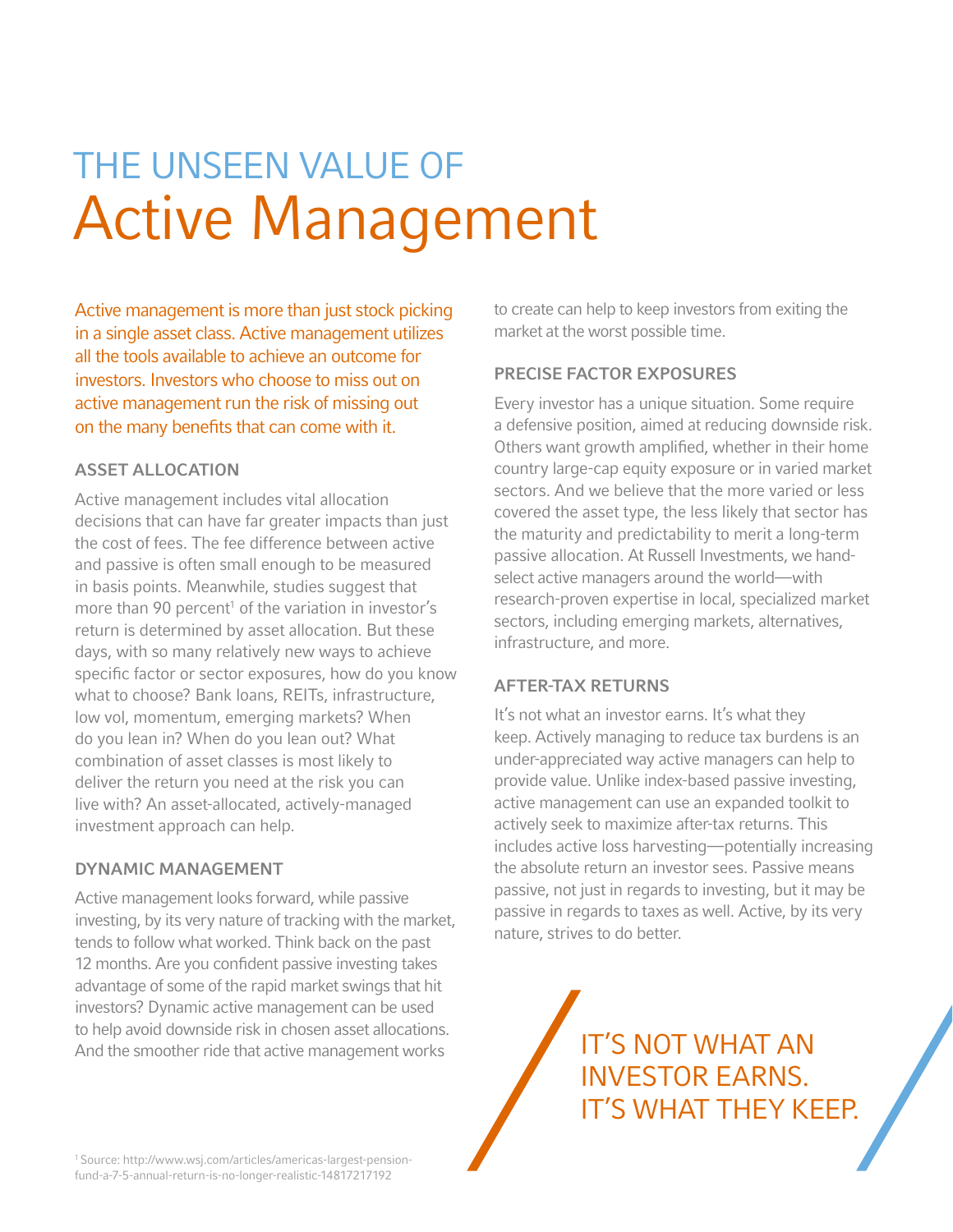# THE UNSEEN VALUE OF Active Management

Active management is more than just stock picking in a single asset class. Active management utilizes all the tools available to achieve an outcome for investors. Investors who choose to miss out on active management run the risk of missing out on the many benefits that can come with it.

## ASSET ALLOCATION

Active management includes vital allocation decisions that can have far greater impacts than just the cost of fees. The fee difference between active and passive is often small enough to be measured in basis points. Meanwhile, studies suggest that more than 90 percent[1] of the variation in investor's return is determined by asset allocation. But these days, with so many relatively new ways to achieve specific factor or sector exposures, how do you know what to choose? Bank loans, REITs, infrastructure, low vol, momentum, emerging markets? When do you lean in? When do you lean out? What combination of asset classes is most likely to deliver the return you need at the risk you can live with? An asset-allocated, actively-managed investment approach can help.

## DYNAMIC MANAGEMENT

Active management looks forward, while passive investing, by its very nature of tracking with the market, tends to follow what worked. Think back on the past 12 months. Are you confident passive investing takes advantage of some of the rapid market swings that hit investors? Dynamic active management can be used to help avoid downside risk in chosen asset allocations. And the smoother ride that active management works to create can help to keep investors from exiting the market at the worst possible time.

## PRECISE FACTOR EXPOSURES

Every investor has a unique situation. Some require a defensive position, aimed at reducing downside risk. Others want growth amplified, whether in their home country large-cap equity exposure or in varied market sectors. And we believe that the more varied or less covered the asset type, the less likely that sector has the maturity and predictability to merit a long-term passive allocation. At Russell Investments, we hand-select active managers around the world—with research-proven expertise in local, specialized market sectors, including emerging markets, alternatives, infrastructure, and more.

## AFTER-TAX RETURNS

It's not what an investor earns. It's what they keep. Actively managing to reduce tax burdens is an under-appreciated way active managers can help to provide value. Unlike index-based passive investing, active management can use an expanded toolkit to actively seek to maximize after-tax returns. This includes active loss harvesting—potentially increasing the absolute return an investor sees. Passive means passive, not just in regards to investing, but it may be passive in regards to taxes as well. Active, by its very nature, strives to do better.

> IT'S NOT WHAT AN INVESTOR EARNS. IT'S WHAT THEY KEEP.

[1] Source: http://www.wsj.com/articles/americas-largest-pension-fund-a-7-5-annual-return-is-no-longer-realistic-14817217192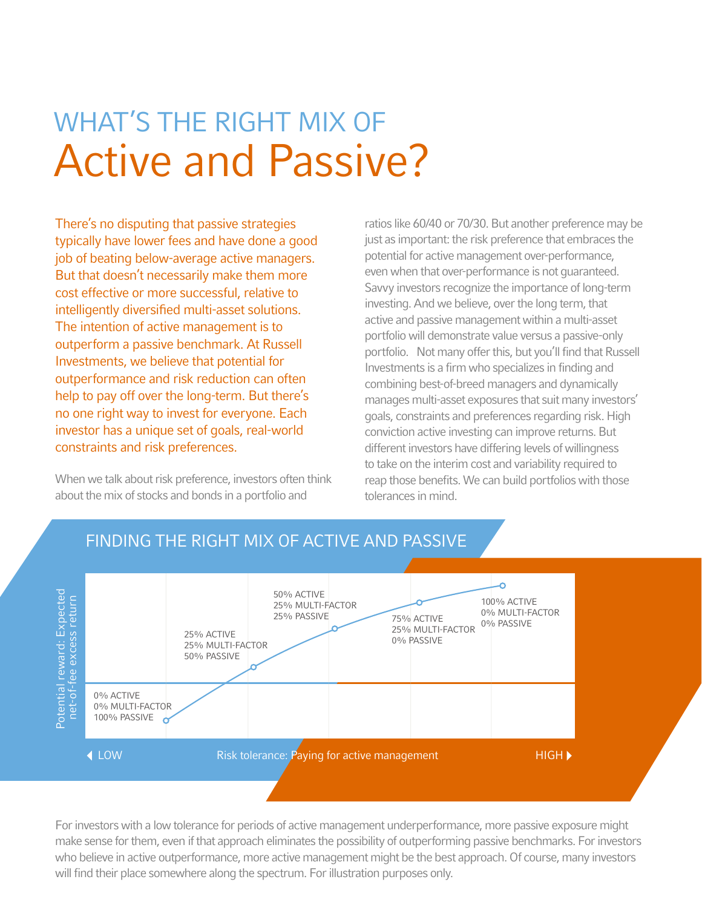# WHAT'S THE RIGHT MIX OF
# Active and Passive?

There's no disputing that passive strategies typically have lower fees and have done a good job of beating below-average active managers. But that doesn't necessarily make them more cost effective or more successful, relative to intelligently diversified multi-asset solutions. The intention of active management is to outperform a passive benchmark. At Russell Investments, we believe that potential for outperformance and risk reduction can often help to pay off over the long-term. But there's no one right way to invest for everyone. Each investor has a unique set of goals, real-world constraints and risk preferences.

When we talk about risk preference, investors often think about the mix of stocks and bonds in a portfolio and ratios like 60/40 or 70/30. But another preference may be just as important: the risk preference that embraces the potential for active management over-performance, even when that over-performance is not guaranteed. Savvy investors recognize the importance of long-term investing. And we believe, over the long term, that active and passive management within a multi-asset portfolio will demonstrate value versus a passive-only portfolio. Not many offer this, but you'll find that Russell Investments is a firm who specializes in finding and combining best-of-breed managers and dynamically manages multi-asset exposures that suit many investors' goals, constraints and preferences regarding risk. High conviction active investing can improve returns. But different investors have differing levels of willingness to take on the interim cost and variability required to reap those benefits. We can build portfolios with those tolerances in mind.

## FINDING THE RIGHT MIX OF ACTIVE AND PASSIVE

Potential reward: Expected net-of-fee excess return

- 0% ACTIVE, 0% MULTI-FACTOR, 100% PASSIVE
- 25% ACTIVE, 25% MULTI-FACTOR, 50% PASSIVE
- 50% ACTIVE, 25% MULTI-FACTOR, 25% PASSIVE
- 75% ACTIVE, 25% MULTI-FACTOR, 0% PASSIVE
- 100% ACTIVE, 0% MULTI-FACTOR, 0% PASSIVE

LOW — Risk tolerance: Paying for active management — HIGH

For investors with a low tolerance for periods of active management underperformance, more passive exposure might make sense for them, even if that approach eliminates the possibility of outperforming passive benchmarks. For investors who believe in active outperformance, more active management might be the best approach. Of course, many investors will find their place somewhere along the spectrum. For illustration purposes only.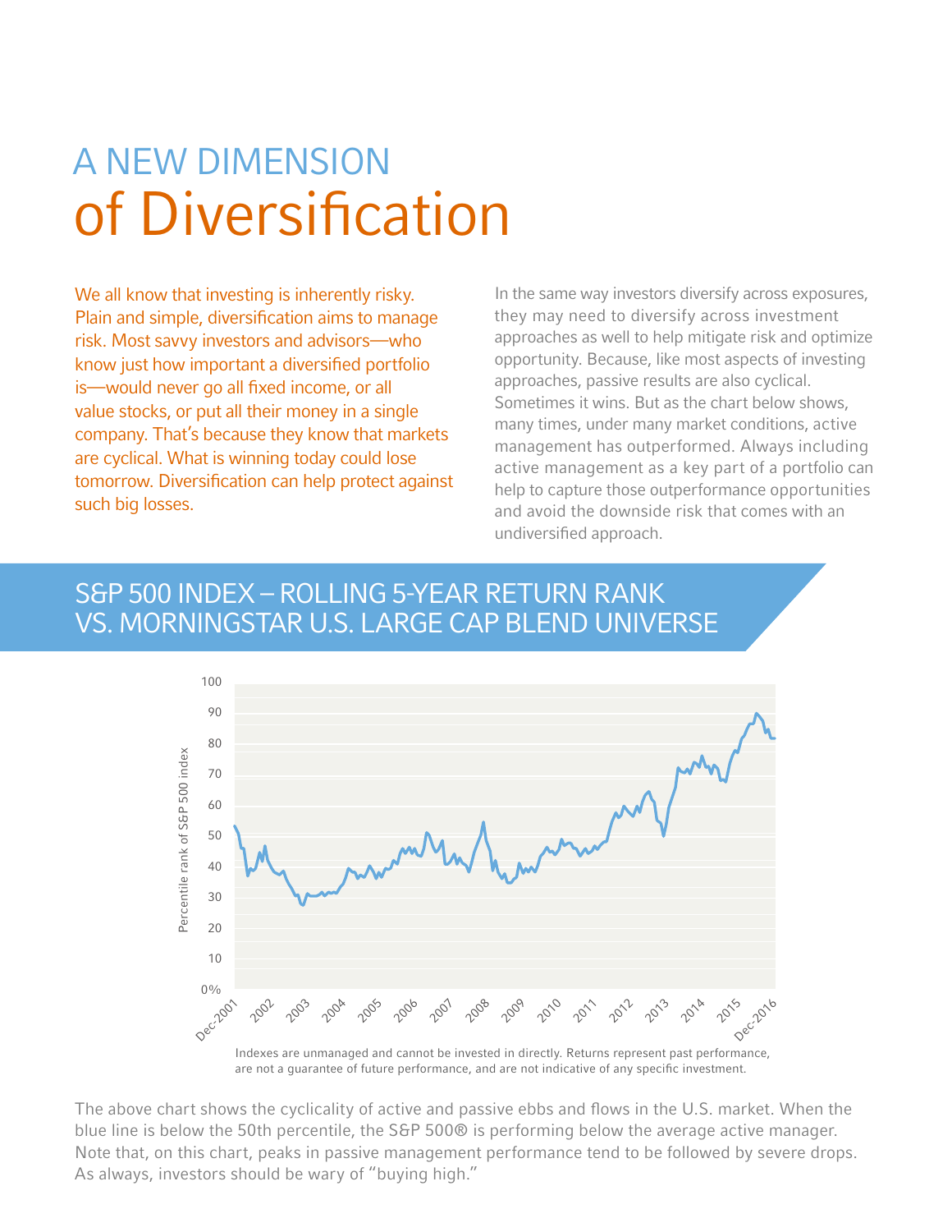# A NEW DIMENSION of Diversification

We all know that investing is inherently risky. Plain and simple, diversification aims to manage risk. Most savvy investors and advisors—who know just how important a diversified portfolio is—would never go all fixed income, or all value stocks, or put all their money in a single company. That's because they know that markets are cyclical. What is winning today could lose tomorrow. Diversification can help protect against such big losses.

In the same way investors diversify across exposures, they may need to diversify across investment approaches as well to help mitigate risk and optimize opportunity. Because, like most aspects of investing approaches, passive results are also cyclical. Sometimes it wins. But as the chart below shows, many times, under many market conditions, active management has outperformed. Always including active management as a key part of a portfolio can help to capture those outperformance opportunities and avoid the downside risk that comes with an undiversified approach.

## S&P 500 INDEX – ROLLING 5-YEAR RETURN RANK VS. MORNINGSTAR U.S. LARGE CAP BLEND UNIVERSE

Indexes are unmanaged and cannot be invested in directly. Returns represent past performance, are not a guarantee of future performance, and are not indicative of any specific investment.

The above chart shows the cyclicality of active and passive ebbs and flows in the U.S. market. When the blue line is below the 50th percentile, the S&P 500® is performing below the average active manager. Note that, on this chart, peaks in passive management performance tend to be followed by severe drops. As always, investors should be wary of "buying high."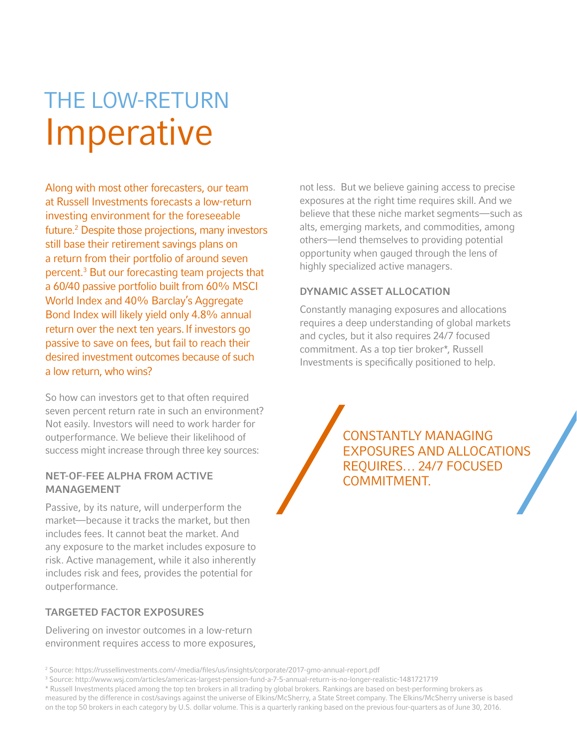# THE LOW-RETURN Imperative

Along with most other forecasters, our team at Russell Investments forecasts a low-return investing environment for the foreseeable future.[2] Despite those projections, many investors still base their retirement savings plans on a return from their portfolio of around seven percent.[3] But our forecasting team projects that a 60/40 passive portfolio built from 60% MSCI World Index and 40% Barclay's Aggregate Bond Index will likely yield only 4.8% annual return over the next ten years. If investors go passive to save on fees, but fail to reach their desired investment outcomes because of such a low return, who wins?

So how can investors get to that often required seven percent return rate in such an environment? Not easily. Investors will need to work harder for outperformance. We believe their likelihood of success might increase through three key sources:

### NET-OF-FEE ALPHA FROM ACTIVE MANAGEMENT

Passive, by its nature, will underperform the market—because it tracks the market, but then includes fees. It cannot beat the market. And any exposure to the market includes exposure to risk. Active management, while it also inherently includes risk and fees, provides the potential for outperformance.

### TARGETED FACTOR EXPOSURES

Delivering on investor outcomes in a low-return environment requires access to more exposures, not less. But we believe gaining access to precise exposures at the right time requires skill. And we believe that these niche market segments—such as alts, emerging markets, and commodities, among others—lend themselves to providing potential opportunity when gauged through the lens of highly specialized active managers.

### DYNAMIC ASSET ALLOCATION

Constantly managing exposures and allocations requires a deep understanding of global markets and cycles, but it also requires 24/7 focused commitment. As a top tier broker*, Russell Investments is specifically positioned to help.

> CONSTANTLY MANAGING EXPOSURES AND ALLOCATIONS REQUIRES… 24/7 FOCUSED COMMITMENT.

[2] Source: https://russellinvestments.com/-/media/files/us/insights/corporate/2017-gmo-annual-report.pdf

[3] Source: http://www.wsj.com/articles/americas-largest-pension-fund-a-7-5-annual-return-is-no-longer-realistic-1481721719

\* Russell Investments placed among the top ten brokers in all trading by global brokers. Rankings are based on best-performing brokers as measured by the difference in cost/savings against the universe of Elkins/McSherry, a State Street company. The Elkins/McSherry universe is based on the top 50 brokers in each category by U.S. dollar volume. This is a quarterly ranking based on the previous four-quarters as of June 30, 2016.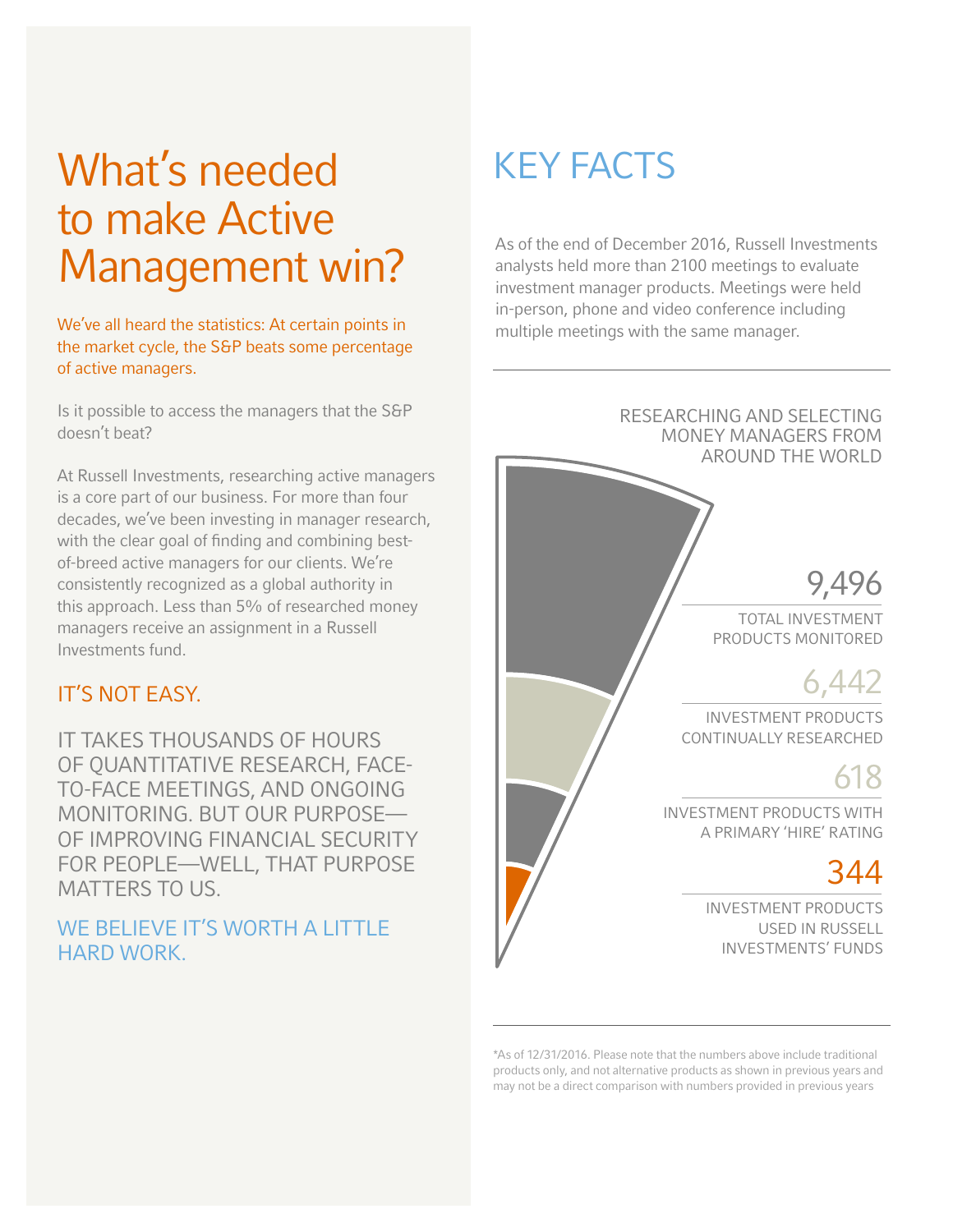# What's needed to make Active Management win?

We've all heard the statistics: At certain points in the market cycle, the S&P beats some percentage of active managers.

Is it possible to access the managers that the S&P doesn't beat?

At Russell Investments, researching active managers is a core part of our business. For more than four decades, we've been investing in manager research, with the clear goal of finding and combining best-of-breed active managers for our clients. We're consistently recognized as a global authority in this approach. Less than 5% of researched money managers receive an assignment in a Russell Investments fund.

## IT'S NOT EASY.

IT TAKES THOUSANDS OF HOURS OF QUANTITATIVE RESEARCH, FACE-TO-FACE MEETINGS, AND ONGOING MONITORING. BUT OUR PURPOSE—OF IMPROVING FINANCIAL SECURITY FOR PEOPLE—WELL, THAT PURPOSE MATTERS TO US.

WE BELIEVE IT'S WORTH A LITTLE HARD WORK.

# KEY FACTS

As of the end of December 2016, Russell Investments analysts held more than 2100 meetings to evaluate investment manager products. Meetings were held in-person, phone and video conference including multiple meetings with the same manager.

RESEARCHING AND SELECTING MONEY MANAGERS FROM AROUND THE WORLD

**9,496**
TOTAL INVESTMENT PRODUCTS MONITORED

**6,442**
INVESTMENT PRODUCTS CONTINUALLY RESEARCHED

**618**
INVESTMENT PRODUCTS WITH A PRIMARY 'HIRE' RATING

**344**
INVESTMENT PRODUCTS USED IN RUSSELL INVESTMENTS' FUNDS

*As of 12/31/2016. Please note that the numbers above include traditional products only, and not alternative products as shown in previous years and may not be a direct comparison with numbers provided in previous years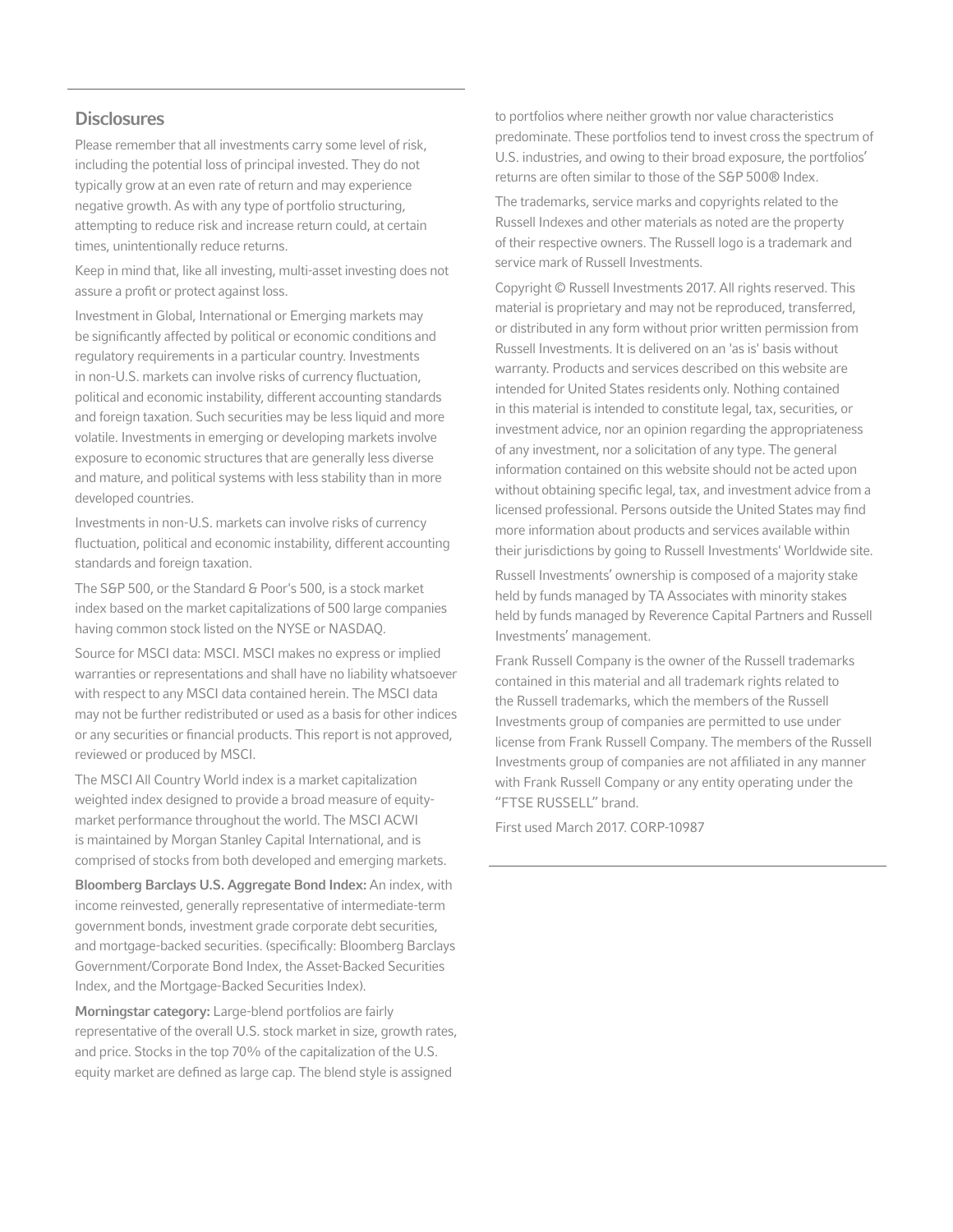## Disclosures

Please remember that all investments carry some level of risk, including the potential loss of principal invested. They do not typically grow at an even rate of return and may experience negative growth. As with any type of portfolio structuring, attempting to reduce risk and increase return could, at certain times, unintentionally reduce returns.

Keep in mind that, like all investing, multi-asset investing does not assure a profit or protect against loss.

Investment in Global, International or Emerging markets may be significantly affected by political or economic conditions and regulatory requirements in a particular country. Investments in non-U.S. markets can involve risks of currency fluctuation, political and economic instability, different accounting standards and foreign taxation. Such securities may be less liquid and more volatile. Investments in emerging or developing markets involve exposure to economic structures that are generally less diverse and mature, and political systems with less stability than in more developed countries.

Investments in non-U.S. markets can involve risks of currency fluctuation, political and economic instability, different accounting standards and foreign taxation.

The S&P 500, or the Standard & Poor's 500, is a stock market index based on the market capitalizations of 500 large companies having common stock listed on the NYSE or NASDAQ.

Source for MSCI data: MSCI. MSCI makes no express or implied warranties or representations and shall have no liability whatsoever with respect to any MSCI data contained herein. The MSCI data may not be further redistributed or used as a basis for other indices or any securities or financial products. This report is not approved, reviewed or produced by MSCI.

The MSCI All Country World index is a market capitalization weighted index designed to provide a broad measure of equity-market performance throughout the world. The MSCI ACWI is maintained by Morgan Stanley Capital International, and is comprised of stocks from both developed and emerging markets.

**Bloomberg Barclays U.S. Aggregate Bond Index:** An index, with income reinvested, generally representative of intermediate-term government bonds, investment grade corporate debt securities, and mortgage-backed securities. (specifically: Bloomberg Barclays Government/Corporate Bond Index, the Asset-Backed Securities Index, and the Mortgage-Backed Securities Index).

**Morningstar category:** Large-blend portfolios are fairly representative of the overall U.S. stock market in size, growth rates, and price. Stocks in the top 70% of the capitalization of the U.S. equity market are defined as large cap. The blend style is assigned to portfolios where neither growth nor value characteristics predominate. These portfolios tend to invest cross the spectrum of U.S. industries, and owing to their broad exposure, the portfolios' returns are often similar to those of the S&P 500® Index.

The trademarks, service marks and copyrights related to the Russell Indexes and other materials as noted are the property of their respective owners. The Russell logo is a trademark and service mark of Russell Investments.

Copyright © Russell Investments 2017. All rights reserved. This material is proprietary and may not be reproduced, transferred, or distributed in any form without prior written permission from Russell Investments. It is delivered on an 'as is' basis without warranty. Products and services described on this website are intended for United States residents only. Nothing contained in this material is intended to constitute legal, tax, securities, or investment advice, nor an opinion regarding the appropriateness of any investment, nor a solicitation of any type. The general information contained on this website should not be acted upon without obtaining specific legal, tax, and investment advice from a licensed professional. Persons outside the United States may find more information about products and services available within their jurisdictions by going to Russell Investments' Worldwide site.

Russell Investments' ownership is composed of a majority stake held by funds managed by TA Associates with minority stakes held by funds managed by Reverence Capital Partners and Russell Investments' management.

Frank Russell Company is the owner of the Russell trademarks contained in this material and all trademark rights related to the Russell trademarks, which the members of the Russell Investments group of companies are permitted to use under license from Frank Russell Company. The members of the Russell Investments group of companies are not affiliated in any manner with Frank Russell Company or any entity operating under the "FTSE RUSSELL" brand.

First used March 2017. CORP-10987